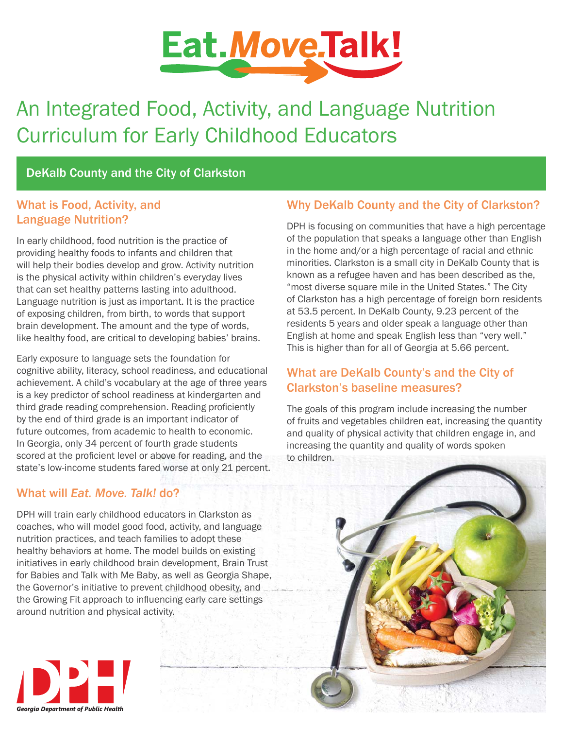# Eat. *Move.* Talk!

## An Integrated Food, Activity, and Language Nutrition Curriculum for Early Childhood Educators

### DeKalb County and the City of Clarkston

### What is Food, Activity, and Language Nutrition?

In early childhood, food nutrition is the practice of providing healthy foods to infants and children that will help their bodies develop and grow. Activity nutrition is the physical activity within children's everyday lives that can set healthy patterns lasting into adulthood. Language nutrition is just as important. It is the practice of exposing children, from birth, to words that support brain development. The amount and the type of words, like healthy food, are critical to developing babies' brains.

Early exposure to language sets the foundation for cognitive ability, literacy, school readiness, and educational achievement. A child's vocabulary at the age of three years is a key predictor of school readiness at kindergarten and third grade reading comprehension. Reading proficiently by the end of third grade is an important indicator of future outcomes, from academic to health to economic. In Georgia, only 34 percent of fourth grade students scored at the proficient level or above for reading, and the state's low-income students fared worse at only 21 percent.

### What will *Eat. Move. Talk!* do?

DPH will train early childhood educators in Clarkston as coaches, who will model good food, activity, and language nutrition practices, and teach families to adopt these healthy behaviors at home. The model builds on existing initiatives in early childhood brain development, Brain Trust for Babies and Talk with Me Baby, as well as Georgia Shape, the Governor's initiative to prevent childhood obesity, and the Growing Fit approach to influencing early care settings around nutrition and physical activity.

### Why DeKalb County and the City of Clarkston?

DPH is focusing on communities that have a high percentage of the population that speaks a language other than English in the home and/or a high percentage of racial and ethnic minorities. Clarkston is a small city in DeKalb County that is known as a refugee haven and has been described as the, "most diverse square mile in the United States." The City of Clarkston has a high percentage of foreign born residents at 53.5 percent. In DeKalb County, 9.23 percent of the residents 5 years and older speak a language other than English at home and speak English less than "very well." This is higher than for all of Georgia at 5.66 percent.

### What are DeKalb County's and the City of Clarkston's baseline measures?

The goals of this program include increasing the number of fruits and vegetables children eat, increasing the quantity and quality of physical activity that children engage in, and increasing the quantity and quality of words spoken to children.

DPH
Georgia Department of Public Health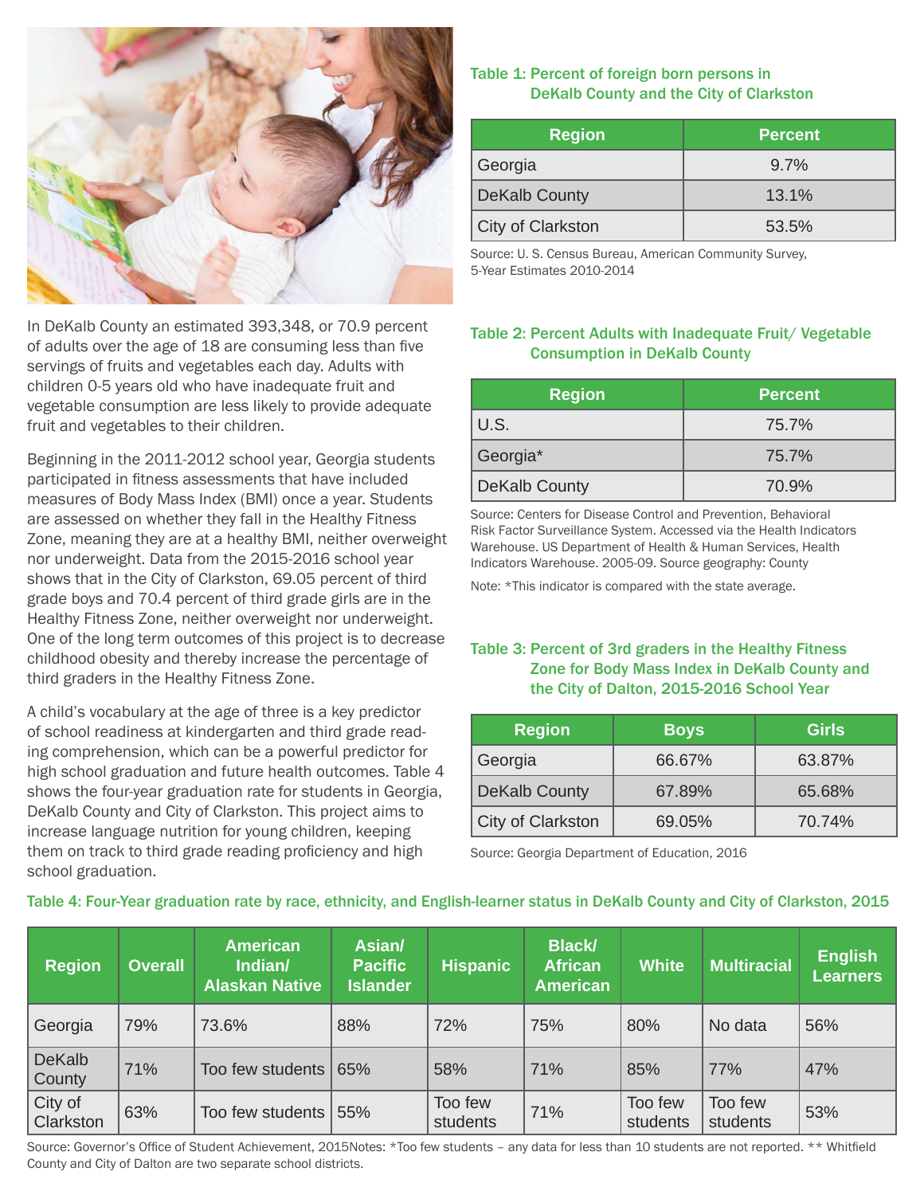In DeKalb County an estimated 393,348, or 70.9 percent of adults over the age of 18 are consuming less than five servings of fruits and vegetables each day. Adults with children 0-5 years old who have inadequate fruit and vegetable consumption are less likely to provide adequate fruit and vegetables to their children.

Beginning in the 2011-2012 school year, Georgia students participated in fitness assessments that have included measures of Body Mass Index (BMI) once a year. Students are assessed on whether they fall in the Healthy Fitness Zone, meaning they are at a healthy BMI, neither overweight nor underweight. Data from the 2015-2016 school year shows that in the City of Clarkston, 69.05 percent of third grade boys and 70.4 percent of third grade girls are in the Healthy Fitness Zone, neither overweight nor underweight. One of the long term outcomes of this project is to decrease childhood obesity and thereby increase the percentage of third graders in the Healthy Fitness Zone.

A child's vocabulary at the age of three is a key predictor of school readiness at kindergarten and third grade reading comprehension, which can be a powerful predictor for high school graduation and future health outcomes. Table 4 shows the four-year graduation rate for students in Georgia, DeKalb County and City of Clarkston. This project aims to increase language nutrition for young children, keeping them on track to third grade reading proficiency and high school graduation.

**Table 1: Percent of foreign born persons in DeKalb County and the City of Clarkston**

| Region | Percent |
|---|---|
| Georgia | 9.7% |
| DeKalb County | 13.1% |
| City of Clarkston | 53.5% |

Source: U. S. Census Bureau, American Community Survey, 5-Year Estimates 2010-2014

**Table 2: Percent Adults with Inadequate Fruit/ Vegetable Consumption in DeKalb County**

| Region | Percent |
|---|---|
| U.S. | 75.7% |
| Georgia* | 75.7% |
| DeKalb County | 70.9% |

Source: Centers for Disease Control and Prevention, Behavioral Risk Factor Surveillance System. Accessed via the Health Indicators Warehouse. US Department of Health & Human Services, Health Indicators Warehouse. 2005-09. Source geography: County

Note: *This indicator is compared with the state average.

**Table 3: Percent of 3rd graders in the Healthy Fitness Zone for Body Mass Index in DeKalb County and the City of Dalton, 2015-2016 School Year**

| Region | Boys | Girls |
|---|---|---|
| Georgia | 66.67% | 63.87% |
| DeKalb County | 67.89% | 65.68% |
| City of Clarkston | 69.05% | 70.74% |

Source: Georgia Department of Education, 2016

**Table 4: Four-Year graduation rate by race, ethnicity, and English-learner status in DeKalb County and City of Clarkston, 2015**

| Region | Overall | American Indian/ Alaskan Native | Asian/ Pacific Islander | Hispanic | Black/ African American | White | Multiracial | English Learners |
|---|---|---|---|---|---|---|---|---|
| Georgia | 79% | 73.6% | 88% | 72% | 75% | 80% | No data | 56% |
| DeKalb County | 71% | Too few students | 65% | 58% | 71% | 85% | 77% | 47% |
| City of Clarkston | 63% | Too few students | 55% | Too few students | 71% | Too few students | Too few students | 53% |

Source: Governor's Office of Student Achievement, 2015Notes: *Too few students – any data for less than 10 students are not reported. ** Whitfield County and City of Dalton are two separate school districts.